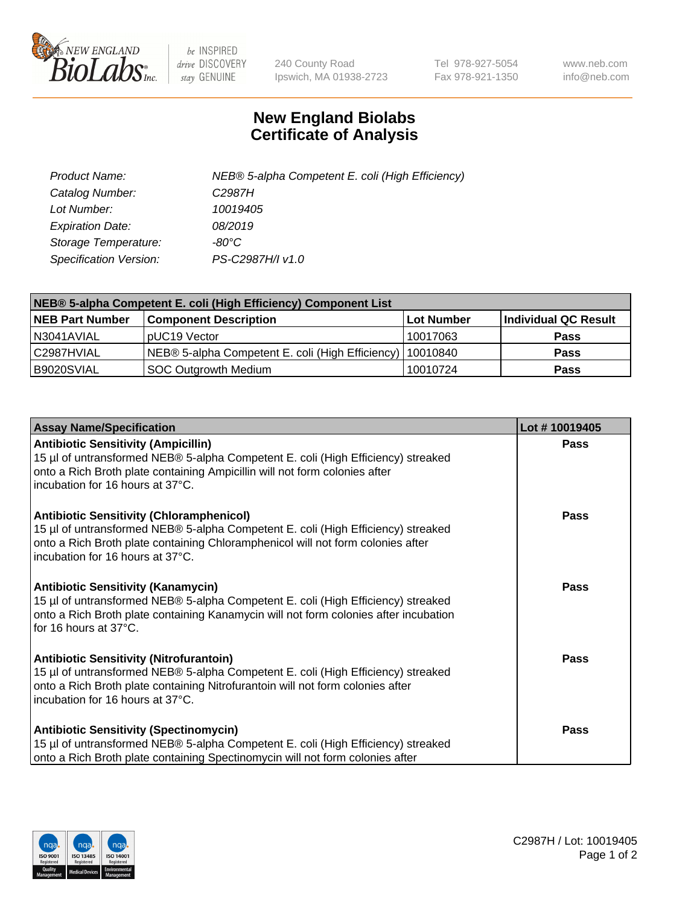# New England Biolabs Certificate of Analysis

| | |
|---|---|
| *Product Name:* | *NEB® 5-alpha Competent E. coli (High Efficiency)* |
| *Catalog Number:* | *C2987H* |
| *Lot Number:* | *10019405* |
| *Expiration Date:* | *08/2019* |
| *Storage Temperature:* | *-80°C* |
| *Specification Version:* | *PS-C2987H/I v1.0* |

| NEB® 5-alpha Competent E. coli (High Efficiency) Component List | | | |
|---|---|---|---|
| **NEB Part Number** | **Component Description** | **Lot Number** | **Individual QC Result** |
| N3041AVIAL | pUC19 Vector | 10017063 | **Pass** |
| C2987HVIAL | NEB® 5-alpha Competent E. coli (High Efficiency) | 10010840 | **Pass** |
| B9020SVIAL | SOC Outgrowth Medium | 10010724 | **Pass** |

| Assay Name/Specification | Lot # 10019405 |
|---|---|
| **Antibiotic Sensitivity (Ampicillin)**<br>15 µl of untransformed NEB® 5-alpha Competent E. coli (High Efficiency) streaked onto a Rich Broth plate containing Ampicillin will not form colonies after incubation for 16 hours at 37°C. | **Pass** |
| **Antibiotic Sensitivity (Chloramphenicol)**<br>15 µl of untransformed NEB® 5-alpha Competent E. coli (High Efficiency) streaked onto a Rich Broth plate containing Chloramphenicol will not form colonies after incubation for 16 hours at 37°C. | **Pass** |
| **Antibiotic Sensitivity (Kanamycin)**<br>15 µl of untransformed NEB® 5-alpha Competent E. coli (High Efficiency) streaked onto a Rich Broth plate containing Kanamycin will not form colonies after incubation for 16 hours at 37°C. | **Pass** |
| **Antibiotic Sensitivity (Nitrofurantoin)**<br>15 µl of untransformed NEB® 5-alpha Competent E. coli (High Efficiency) streaked onto a Rich Broth plate containing Nitrofurantoin will not form colonies after incubation for 16 hours at 37°C. | **Pass** |
| **Antibiotic Sensitivity (Spectinomycin)**<br>15 µl of untransformed NEB® 5-alpha Competent E. coli (High Efficiency) streaked onto a Rich Broth plate containing Spectinomycin will not form colonies after | **Pass** |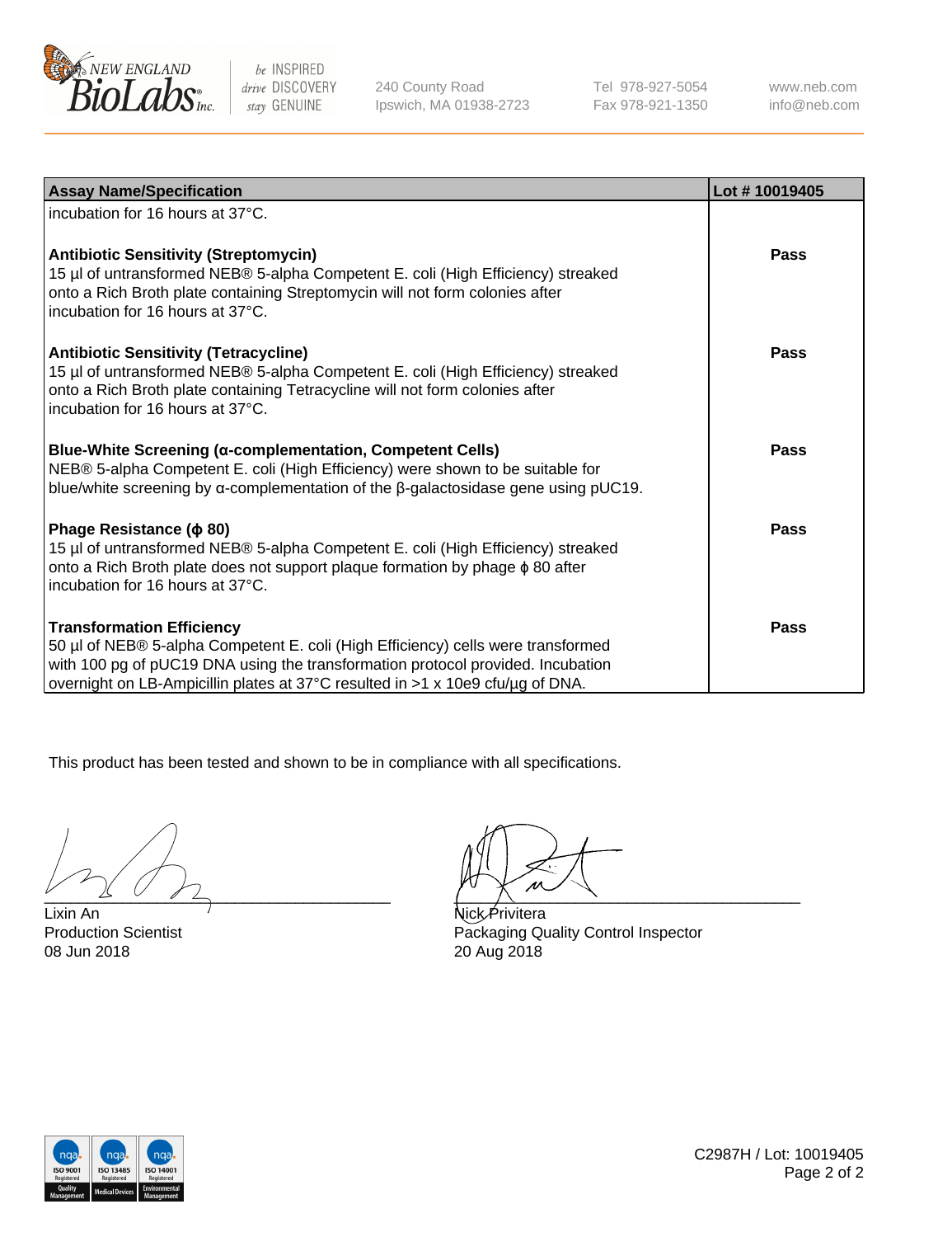| Assay Name/Specification | Lot # 10019405 |
|---|---|
| incubation for 16 hours at 37°C. | |
| **Antibiotic Sensitivity (Streptomycin)** 15 µl of untransformed NEB® 5-alpha Competent E. coli (High Efficiency) streaked onto a Rich Broth plate containing Streptomycin will not form colonies after incubation for 16 hours at 37°C. | Pass |
| **Antibiotic Sensitivity (Tetracycline)** 15 µl of untransformed NEB® 5-alpha Competent E. coli (High Efficiency) streaked onto a Rich Broth plate containing Tetracycline will not form colonies after incubation for 16 hours at 37°C. | Pass |
| **Blue-White Screening (α-complementation, Competent Cells)** NEB® 5-alpha Competent E. coli (High Efficiency) were shown to be suitable for blue/white screening by α-complementation of the β-galactosidase gene using pUC19. | Pass |
| **Phage Resistance (ϕ 80)** 15 µl of untransformed NEB® 5-alpha Competent E. coli (High Efficiency) streaked onto a Rich Broth plate does not support plaque formation by phage ϕ 80 after incubation for 16 hours at 37°C. | Pass |
| **Transformation Efficiency** 50 µl of NEB® 5-alpha Competent E. coli (High Efficiency) cells were transformed with 100 pg of pUC19 DNA using the transformation protocol provided. Incubation overnight on LB-Ampicillin plates at 37°C resulted in >1 x 10e9 cfu/µg of DNA. | Pass |

This product has been tested and shown to be in compliance with all specifications.

Lixin An
Production Scientist
08 Jun 2018

Nick Privitera
Packaging Quality Control Inspector
20 Aug 2018

C2987H / Lot: 10019405